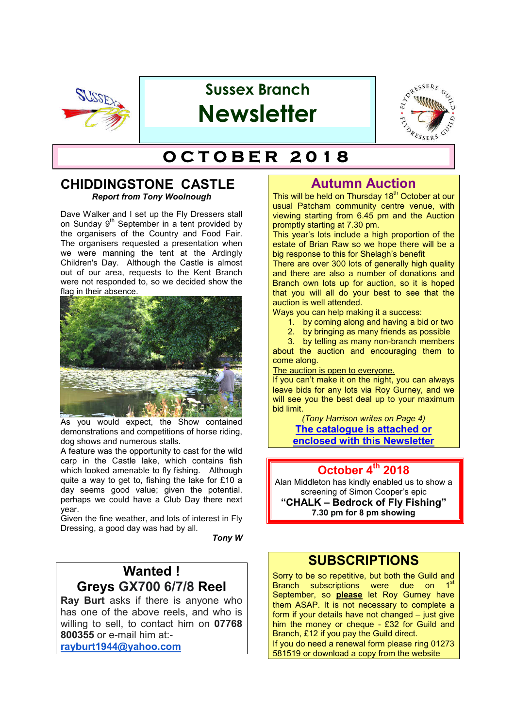# Sussex Branch Newsletter

## OCTOBER 2018

## CHIDDINGSTONE CASTLE

***Report from Tony Woolnough***

Dave Walker and I set up the Fly Dressers stall on Sunday 9th September in a tent provided by the organisers of the Country and Food Fair. The organisers requested a presentation when we were manning the tent at the Ardingly Children's Day. Although the Castle is almost out of our area, requests to the Kent Branch were not responded to, so we decided show the flag in their absence.

As you would expect, the Show contained demonstrations and competitions of horse riding, dog shows and numerous stalls.

A feature was the opportunity to cast for the wild carp in the Castle lake, which contains fish which looked amenable to fly fishing. Although quite a way to get to, fishing the lake for £10 a day seems good value; given the potential. perhaps we could have a Club Day there next year.

Given the fine weather, and lots of interest in Fly Dressing, a good day was had by all.

***Tony W***

## Wanted !

## Greys GX700 6/7/8 Reel

**Ray Burt** asks if there is anyone who has one of the above reels, and who is willing to sell, to contact him on **07768 800355** or e-mail him at:-

**rayburt1944@yahoo.com**

## Autumn Auction

This will be held on Thursday 18th October at our usual Patcham community centre venue, with viewing starting from 6.45 pm and the Auction promptly starting at 7.30 pm.

This year's lots include a high proportion of the estate of Brian Raw so we hope there will be a big response to this for Shelagh's benefit

There are over 300 lots of generally high quality and there are also a number of donations and Branch own lots up for auction, so it is hoped that you will all do your best to see that the auction is well attended.

Ways you can help making it a success:

1. by coming along and having a bid or two
2. by bringing as many friends as possible
3. by telling as many non-branch members about the auction and encouraging them to come along.

The auction is open to everyone.

If you can't make it on the night, you can always leave bids for any lots via Roy Gurney, and we will see you the best deal up to your maximum bid limit.

*(Tony Harrison writes on Page 4)*

**The catalogue is attached or enclosed with this Newsletter**

## October 4th 2018

Alan Middleton has kindly enabled us to show a screening of Simon Cooper's epic

**"CHALK – Bedrock of Fly Fishing"**

**7.30 pm for 8 pm showing**

## SUBSCRIPTIONS

Sorry to be so repetitive, but both the Guild and Branch subscriptions were due on 1st September, so **please** let Roy Gurney have them ASAP. It is not necessary to complete a form if your details have not changed – just give him the money or cheque - £32 for Guild and Branch, £12 if you pay the Guild direct.

If you do need a renewal form please ring 01273 581519 or download a copy from the website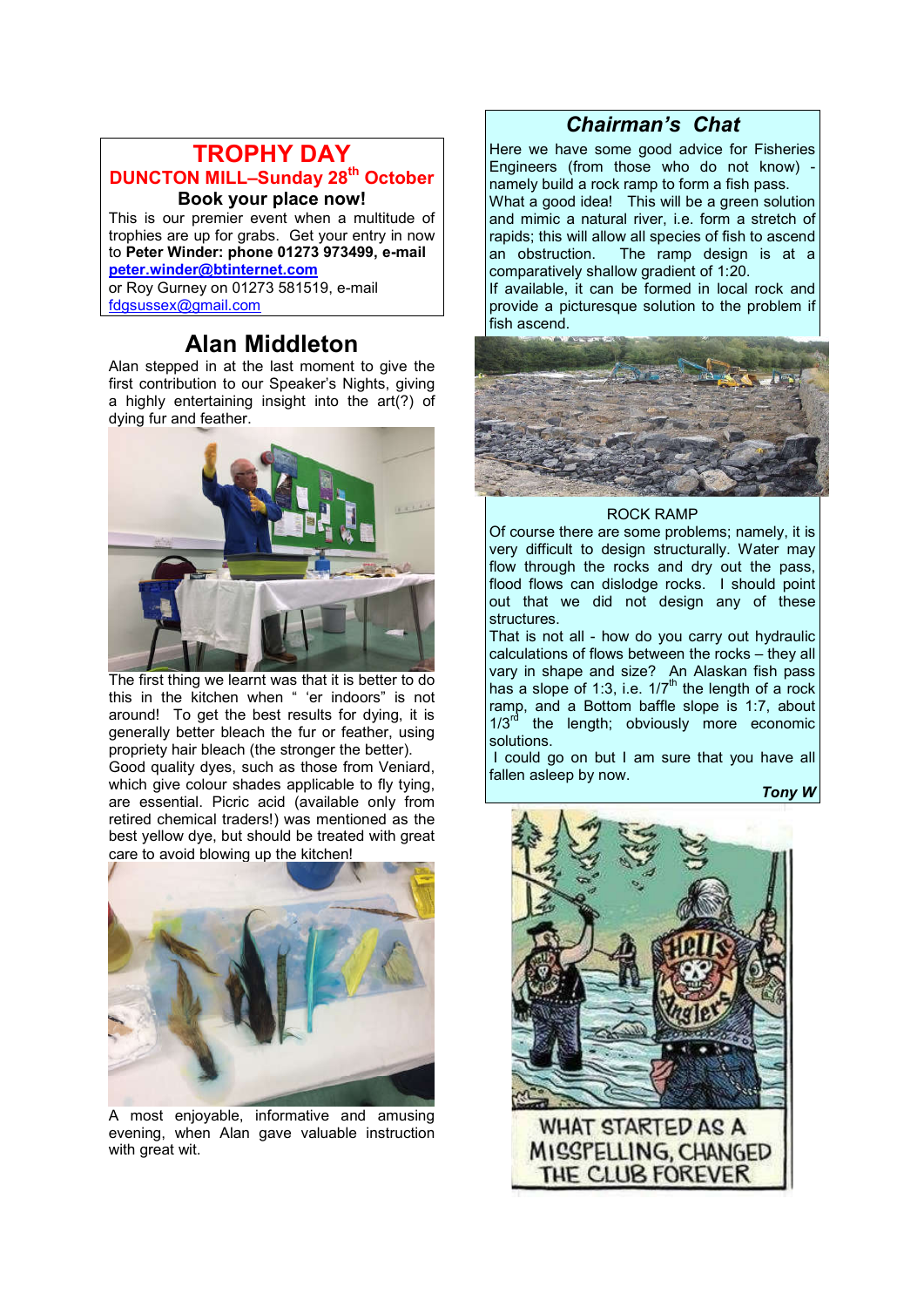## TROPHY DAY

**DUNCTON MILL–Sunday 28th October**

**Book your place now!**

This is our premier event when a multitude of trophies are up for grabs. Get your entry in now to **Peter Winder: phone 01273 973499, e-mail** **peter.winder@btinternet.com**
or Roy Gurney on 01273 581519, e-mail fdgsussex@gmail.com

## Alan Middleton

Alan stepped in at the last moment to give the first contribution to our Speaker's Nights, giving a highly entertaining insight into the art(?) of dying fur and feather.

The first thing we learnt was that it is better to do this in the kitchen when " 'er indoors" is not around! To get the best results for dying, it is generally better bleach the fur or feather, using propriety hair bleach (the stronger the better).

Good quality dyes, such as those from Veniard, which give colour shades applicable to fly tying, are essential. Picric acid (available only from retired chemical traders!) was mentioned as the best yellow dye, but should be treated with great care to avoid blowing up the kitchen!

A most enjoyable, informative and amusing evening, when Alan gave valuable instruction with great wit.

## *Chairman's Chat*

Here we have some good advice for Fisheries Engineers (from those who do not know) - namely build a rock ramp to form a fish pass.

What a good idea! This will be a green solution and mimic a natural river, i.e. form a stretch of rapids; this will allow all species of fish to ascend an obstruction. The ramp design is at a comparatively shallow gradient of 1:20.

If available, it can be formed in local rock and provide a picturesque solution to the problem if fish ascend.

ROCK RAMP

Of course there are some problems; namely, it is very difficult to design structurally. Water may flow through the rocks and dry out the pass, flood flows can dislodge rocks. I should point out that we did not design any of these structures.

That is not all - how do you carry out hydraulic calculations of flows between the rocks – they all vary in shape and size? An Alaskan fish pass has a slope of 1:3, i.e. 1/7th the length of a rock ramp, and a Bottom baffle slope is 1:7, about 1/3rd the length; obviously more economic solutions.

I could go on but I am sure that you have all fallen asleep by now.

***Tony W***

WHAT STARTED AS A MISSPELLING, CHANGED THE CLUB FOREVER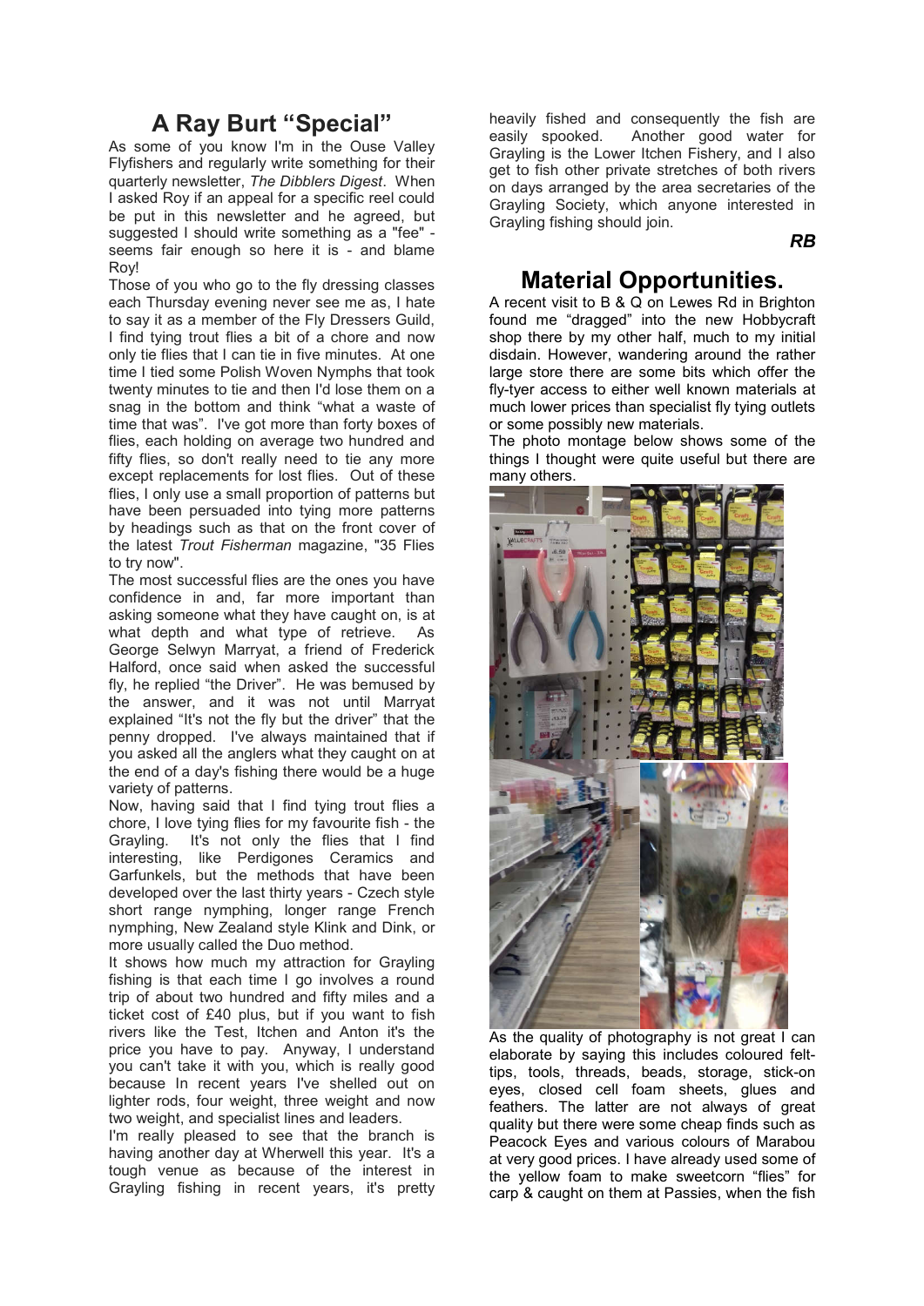## A Ray Burt "Special"

As some of you know I'm in the Ouse Valley Flyfishers and regularly write something for their quarterly newsletter, *The Dibblers Digest*. When I asked Roy if an appeal for a specific reel could be put in this newsletter and he agreed, but suggested I should write something as a "fee" - seems fair enough so here it is - and blame Roy!

Those of you who go to the fly dressing classes each Thursday evening never see me as, I hate to say it as a member of the Fly Dressers Guild, I find tying trout flies a bit of a chore and now only tie flies that I can tie in five minutes. At one time I tied some Polish Woven Nymphs that took twenty minutes to tie and then I'd lose them on a snag in the bottom and think "what a waste of time that was". I've got more than forty boxes of flies, each holding on average two hundred and fifty flies, so don't really need to tie any more except replacements for lost flies. Out of these flies, I only use a small proportion of patterns but have been persuaded into tying more patterns by headings such as that on the front cover of the latest *Trout Fisherman* magazine, "35 Flies to try now".

The most successful flies are the ones you have confidence in and, far more important than asking someone what they have caught on, is at what depth and what type of retrieve. As George Selwyn Marryat, a friend of Frederick Halford, once said when asked the successful fly, he replied "the Driver". He was bemused by the answer, and it was not until Marryat explained "It's not the fly but the driver" that the penny dropped. I've always maintained that if you asked all the anglers what they caught on at the end of a day's fishing there would be a huge variety of patterns.

Now, having said that I find tying trout flies a chore, I love tying flies for my favourite fish - the Grayling. It's not only the flies that I find interesting, like Perdigones Ceramics and Garfunkels, but the methods that have been developed over the last thirty years - Czech style short range nymphing, longer range French nymphing, New Zealand style Klink and Dink, or more usually called the Duo method.

It shows how much my attraction for Grayling fishing is that each time I go involves a round trip of about two hundred and fifty miles and a ticket cost of £40 plus, but if you want to fish rivers like the Test, Itchen and Anton it's the price you have to pay. Anyway, I understand you can't take it with you, which is really good because In recent years I've shelled out on lighter rods, four weight, three weight and now two weight, and specialist lines and leaders.

I'm really pleased to see that the branch is having another day at Wherwell this year. It's a tough venue as because of the interest in Grayling fishing in recent years, it's pretty heavily fished and consequently the fish are easily spooked. Another good water for Grayling is the Lower Itchen Fishery, and I also get to fish other private stretches of both rivers on days arranged by the area secretaries of the Grayling Society, which anyone interested in Grayling fishing should join.

***RB***

## Material Opportunities.

A recent visit to B & Q on Lewes Rd in Brighton found me "dragged" into the new Hobbycraft shop there by my other half, much to my initial disdain. However, wandering around the rather large store there are some bits which offer the fly-tyer access to either well known materials at much lower prices than specialist fly tying outlets or some possibly new materials.

The photo montage below shows some of the things I thought were quite useful but there are many others.

As the quality of photography is not great I can elaborate by saying this includes coloured felt-tips, tools, threads, beads, storage, stick-on eyes, closed cell foam sheets, glues and feathers. The latter are not always of great quality but there were some cheap finds such as Peacock Eyes and various colours of Marabou at very good prices. I have already used some of the yellow foam to make sweetcorn "flies" for carp & caught on them at Passies, when the fish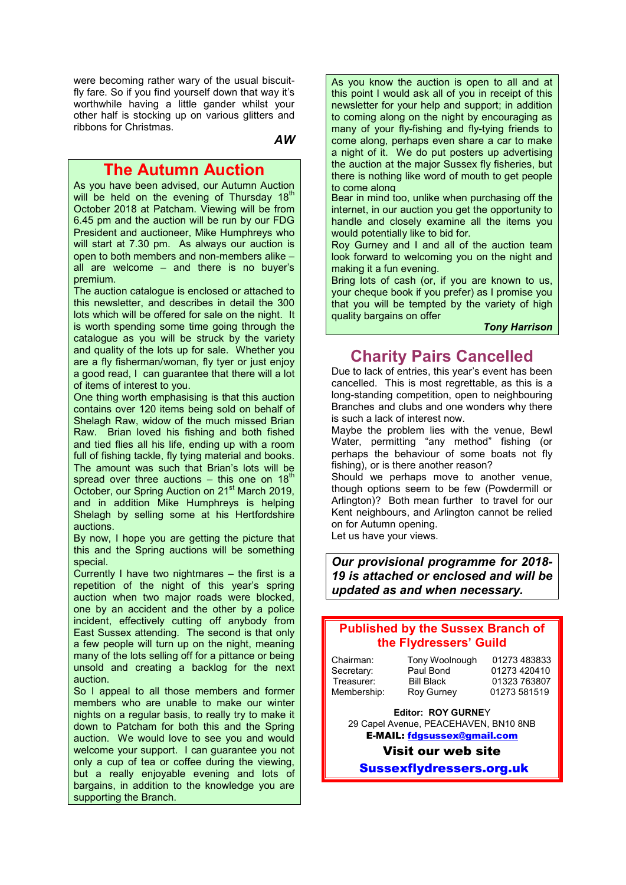were becoming rather wary of the usual biscuit-fly fare. So if you find yourself down that way it's worthwhile having a little gander whilst your other half is stocking up on various glitters and ribbons for Christmas.

***AW***

## The Autumn Auction

As you have been advised, our Autumn Auction will be held on the evening of Thursday 18th October 2018 at Patcham. Viewing will be from 6.45 pm and the auction will be run by our FDG President and auctioneer, Mike Humphreys who will start at 7.30 pm. As always our auction is open to both members and non-members alike – all are welcome – and there is no buyer's premium.

The auction catalogue is enclosed or attached to this newsletter, and describes in detail the 300 lots which will be offered for sale on the night. It is worth spending some time going through the catalogue as you will be struck by the variety and quality of the lots up for sale. Whether you are a fly fisherman/woman, fly tyer or just enjoy a good read, I can guarantee that there will a lot of items of interest to you.

One thing worth emphasising is that this auction contains over 120 items being sold on behalf of Shelagh Raw, widow of the much missed Brian Raw. Brian loved his fishing and both fished and tied flies all his life, ending up with a room full of fishing tackle, fly tying material and books. The amount was such that Brian's lots will be spread over three auctions – this one on 18th October, our Spring Auction on 21st March 2019, and in addition Mike Humphreys is helping Shelagh by selling some at his Hertfordshire auctions.

By now, I hope you are getting the picture that this and the Spring auctions will be something special.

Currently I have two nightmares – the first is a repetition of the night of this year's spring auction when two major roads were blocked, one by an accident and the other by a police incident, effectively cutting off anybody from East Sussex attending. The second is that only a few people will turn up on the night, meaning many of the lots selling off for a pittance or being unsold and creating a backlog for the next auction.

So I appeal to all those members and former members who are unable to make our winter nights on a regular basis, to really try to make it down to Patcham for both this and the Spring auction. We would love to see you and would welcome your support. I can guarantee you not only a cup of tea or coffee during the viewing, but a really enjoyable evening and lots of bargains, in addition to the knowledge you are supporting the Branch.

As you know the auction is open to all and at this point I would ask all of you in receipt of this newsletter for your help and support; in addition to coming along on the night by encouraging as many of your fly-fishing and fly-tying friends to come along, perhaps even share a car to make a night of it. We do put posters up advertising the auction at the major Sussex fly fisheries, but there is nothing like word of mouth to get people to come along

Bear in mind too, unlike when purchasing off the internet, in our auction you get the opportunity to handle and closely examine all the items you would potentially like to bid for.

Roy Gurney and I and all of the auction team look forward to welcoming you on the night and making it a fun evening.

Bring lots of cash (or, if you are known to us, your cheque book if you prefer) as I promise you that you will be tempted by the variety of high quality bargains on offer

***Tony Harrison***

## Charity Pairs Cancelled

Due to lack of entries, this year's event has been cancelled. This is most regrettable, as this is a long-standing competition, open to neighbouring Branches and clubs and one wonders why there is such a lack of interest now.

Maybe the problem lies with the venue, Bewl Water, permitting "any method" fishing (or perhaps the behaviour of some boats not fly fishing), or is there another reason?

Should we perhaps move to another venue, though options seem to be few (Powdermill or Arlington)? Both mean further to travel for our Kent neighbours, and Arlington cannot be relied on for Autumn opening.

Let us have your views.

***Our provisional programme for 2018-19 is attached or enclosed and will be updated as and when necessary.***

### Published by the Sussex Branch of the Flydressers' Guild

| | | |
|---|---|---|
| Chairman: | Tony Woolnough | 01273 483833 |
| Secretary: | Paul Bond | 01273 420410 |
| Treasurer: | Bill Black | 01323 763807 |
| Membership: | Roy Gurney | 01273 581519 |

**Editor: ROY GURNEY**
29 Capel Avenue, PEACEHAVEN, BN10 8NB
**E-MAIL: fdgsussex@gmail.com**

**Visit our web site**

**Sussexflydressers.org.uk**